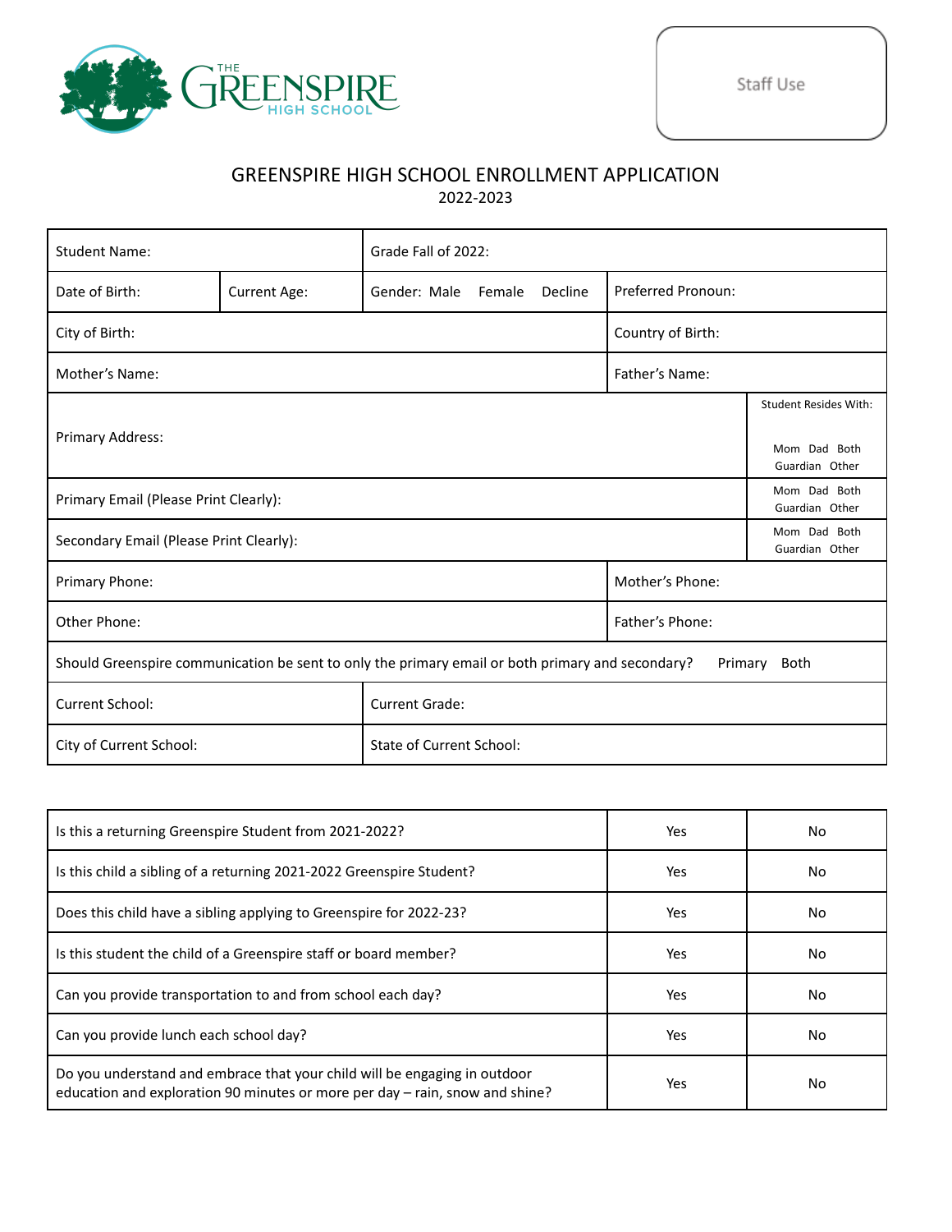THE GREENSPIRE HIGH SCHOOL

Staff Use

# GREENSPIRE HIGH SCHOOL ENROLLMENT APPLICATION

2022-2023

| | | | | |
|---|---|---|---|---|
| Student Name: | | Grade Fall of 2022: | | |
| Date of Birth: | Current Age: | Gender: Male Female Decline | Preferred Pronoun: | |
| City of Birth: | | | Country of Birth: | |
| Mother's Name: | | | Father's Name: | |
| Primary Address: | | | | Student Resides With: Mom Dad Both Guardian Other |
| Primary Email (Please Print Clearly): | | | | Mom Dad Both Guardian Other |
| Secondary Email (Please Print Clearly): | | | | Mom Dad Both Guardian Other |
| Primary Phone: | | | Mother's Phone: | |
| Other Phone: | | | Father's Phone: | |
| Should Greenspire communication be sent to only the primary email or both primary and secondary? Primary Both | | | | |
| Current School: | | Current Grade: | | |
| City of Current School: | | State of Current School: | | |

| | | |
|---|---|---|
| Is this a returning Greenspire Student from 2021-2022? | Yes | No |
| Is this child a sibling of a returning 2021-2022 Greenspire Student? | Yes | No |
| Does this child have a sibling applying to Greenspire for 2022-23? | Yes | No |
| Is this student the child of a Greenspire staff or board member? | Yes | No |
| Can you provide transportation to and from school each day? | Yes | No |
| Can you provide lunch each school day? | Yes | No |
| Do you understand and embrace that your child will be engaging in outdoor education and exploration 90 minutes or more per day – rain, snow and shine? | Yes | No |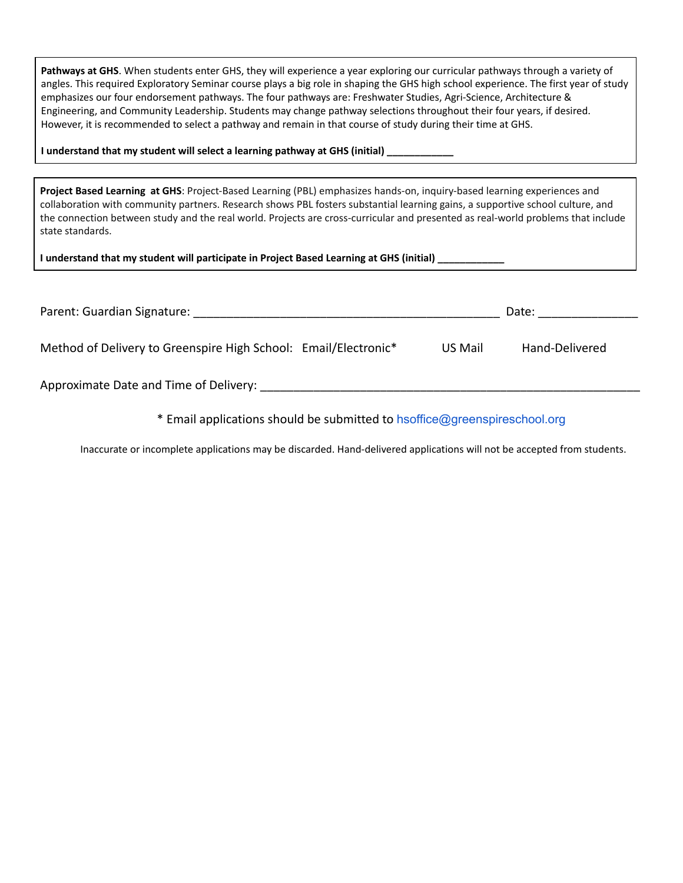**Pathways at GHS**. When students enter GHS, they will experience a year exploring our curricular pathways through a variety of angles. This required Exploratory Seminar course plays a big role in shaping the GHS high school experience. The first year of study emphasizes our four endorsement pathways. The four pathways are: Freshwater Studies, Agri-Science, Architecture & Engineering, and Community Leadership. Students may change pathway selections throughout their four years, if desired. However, it is recommended to select a pathway and remain in that course of study during their time at GHS.

**I understand that my student will select a learning pathway at GHS (initial) ____________**

**Project Based Learning at GHS**: Project-Based Learning (PBL) emphasizes hands-on, inquiry-based learning experiences and collaboration with community partners. Research shows PBL fosters substantial learning gains, a supportive school culture, and the connection between study and the real world. Projects are cross-curricular and presented as real-world problems that include state standards.

**I understand that my student will participate in Project Based Learning at GHS (initial) ____________**

Parent: Guardian Signature: ________________________________________________ Date: _______________

Method of Delivery to Greenspire High School: Email/Electronic* US Mail Hand-Delivered

Approximate Date and Time of Delivery: ____________________________________________________________

\* Email applications should be submitted to hsoffice@greenspireschool.org

Inaccurate or incomplete applications may be discarded. Hand-delivered applications will not be accepted from students.